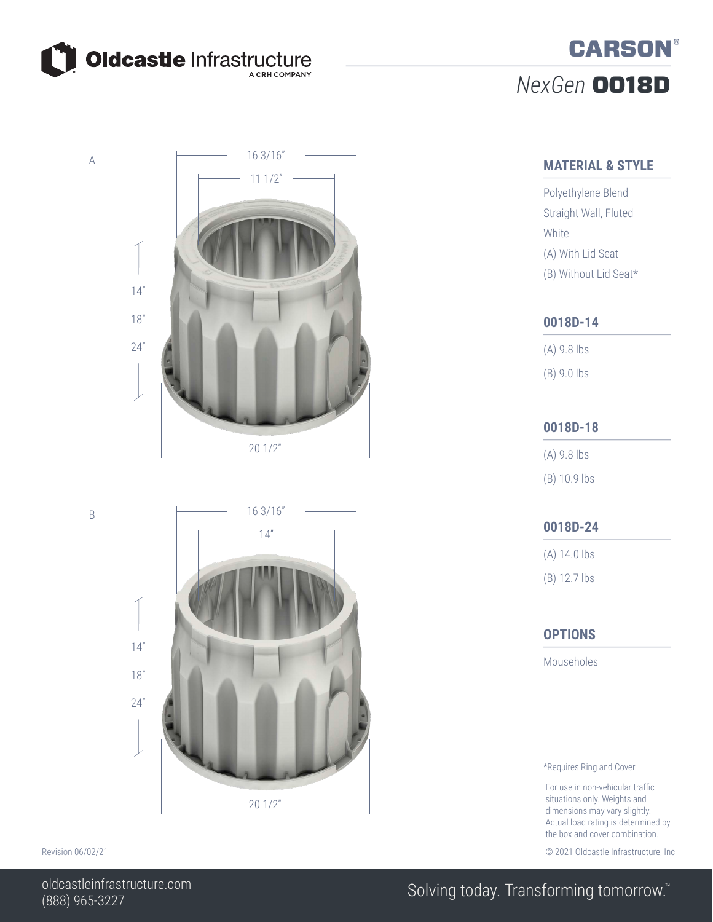Oldcastle Infrastructure
A CRH COMPANY

# CARSON®

## *NexGen* **0018D**

A

16 3/16"

11 1/2"

14"

18"

24"

20 1/2"

B

16 3/16"

14"

14"

18"

24"

20 1/2"

## MATERIAL & STYLE

Polyethylene Blend

Straight Wall, Fluted

White

(A) With Lid Seat

(B) Without Lid Seat*

## 0018D-14

(A) 9.8 lbs

(B) 9.0 lbs

## 0018D-18

(A) 9.8 lbs

(B) 10.9 lbs

## 0018D-24

(A) 14.0 lbs

(B) 12.7 lbs

## OPTIONS

Mouseholes

*Requires Ring and Cover

For use in non-vehicular traffic situations only. Weights and dimensions may vary slightly. Actual load rating is determined by the box and cover combination.

Revision 06/02/21

© 2021 Oldcastle Infrastructure, Inc

oldcastleinfrastructure.com
(888) 965-3227

Solving today. Transforming tomorrow.™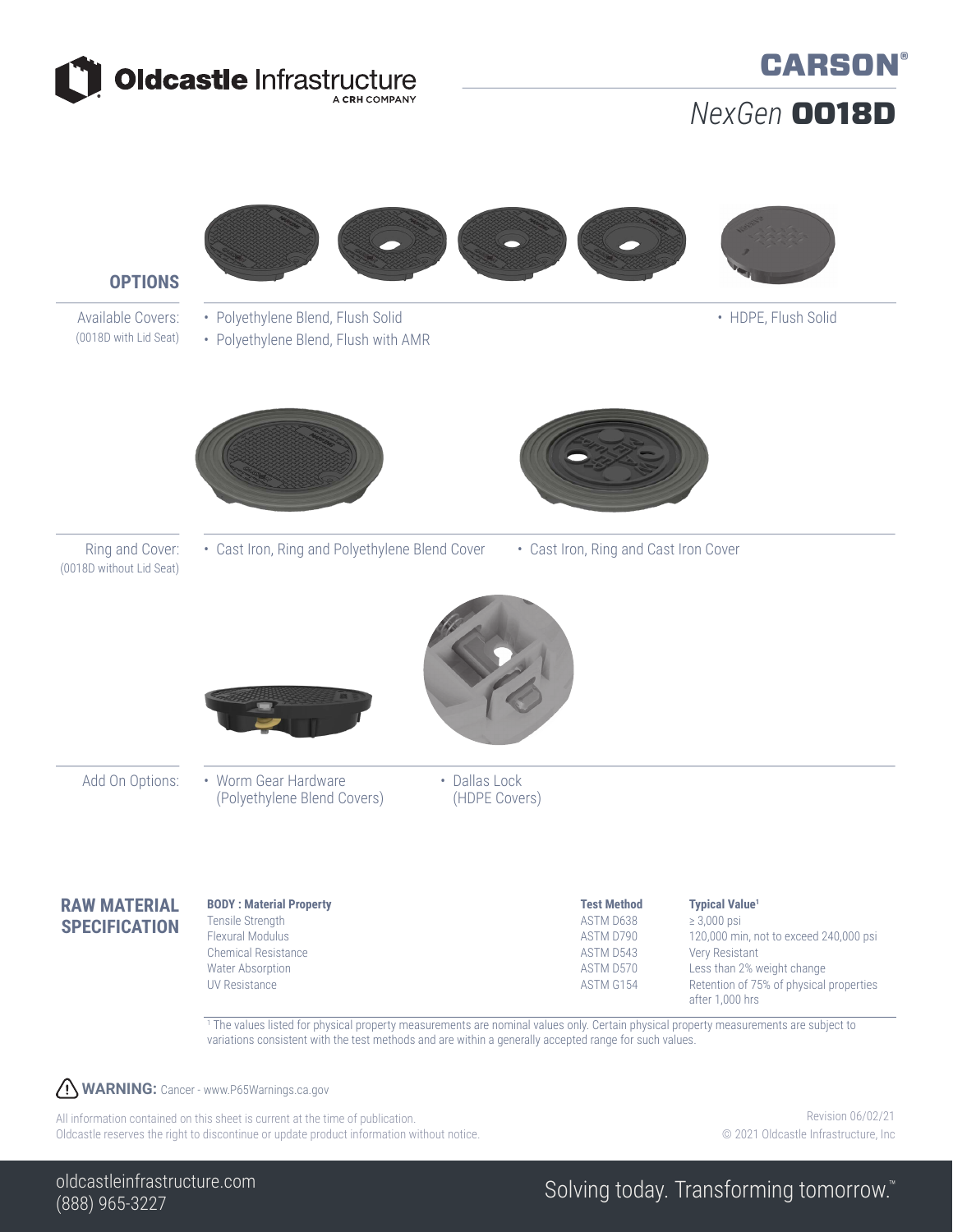# CARSON®

## *NexGen* **0018D**

## OPTIONS

Available Covers:
(0018D with Lid Seat)

- Polyethylene Blend, Flush Solid
- Polyethylene Blend, Flush with AMR
- HDPE, Flush Solid

Ring and Cover:
(0018D without Lid Seat)

- Cast Iron, Ring and Polyethylene Blend Cover
- Cast Iron, Ring and Cast Iron Cover

Add On Options:

- Worm Gear Hardware (Polyethylene Blend Covers)
- Dallas Lock (HDPE Covers)

## RAW MATERIAL SPECIFICATION

| BODY : Material Property | Test Method | Typical Value[1] |
|---|---|---|
| Tensile Strength | ASTM D638 | ≥ 3,000 psi |
| Flexural Modulus | ASTM D790 | 120,000 min, not to exceed 240,000 psi |
| Chemical Resistance | ASTM D543 | Very Resistant |
| Water Absorption | ASTM D570 | Less than 2% weight change |
| UV Resistance | ASTM G154 | Retention of 75% of physical properties after 1,000 hrs |

[1] The values listed for physical property measurements are nominal values only. Certain physical property measurements are subject to variations consistent with the test methods and are within a generally accepted range for such values.

⚠ **WARNING:** Cancer - www.P65Warnings.ca.gov

All information contained on this sheet is current at the time of publication.
Oldcastle reserves the right to discontinue or update product information without notice.

Revision 06/02/21
© 2021 Oldcastle Infrastructure, Inc

oldcastleinfrastructure.com
(888) 965-3227

Solving today. Transforming tomorrow.™